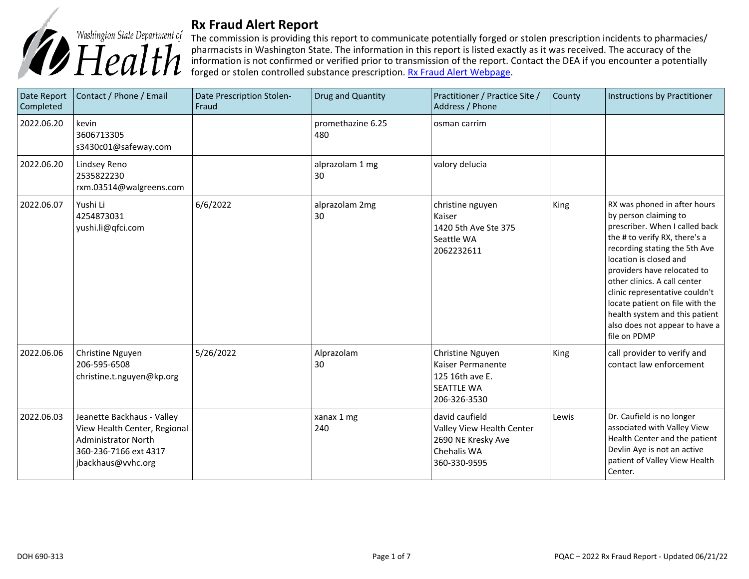Washington State Department of Health

# Rx Fraud Alert Report

The commission is providing this report to communicate potentially forged or stolen prescription incidents to pharmacies/ pharmacists in Washington State. The information in this report is listed exactly as it was received. The accuracy of the information is not confirmed or verified prior to transmission of the report. Contact the DEA if you encounter a potentially forged or stolen controlled substance prescription. Rx Fraud Alert Webpage.

| Date Report Completed | Contact / Phone / Email | Date Prescription Stolen-Fraud | Drug and Quantity | Practitioner / Practice Site / Address / Phone | County | Instructions by Practitioner |
|---|---|---|---|---|---|---|
| 2022.06.20 | kevin<br>3606713305<br>s3430c01@safeway.com | | promethazine 6.25<br>480 | osman carrim | | |
| 2022.06.20 | Lindsey Reno<br>2535822230<br>rxm.03514@walgreens.com | | alprazolam 1 mg<br>30 | valory delucia | | |
| 2022.06.07 | Yushi Li<br>4254873031<br>yushi.li@qfci.com | 6/6/2022 | alprazolam 2mg<br>30 | christine nguyen<br>Kaiser<br>1420 5th Ave Ste 375<br>Seattle WA<br>2062232611 | King | RX was phoned in after hours by person claiming to prescriber. When I called back the # to verify RX, there's a recording stating the 5th Ave location is closed and providers have relocated to other clinics. A call center clinic representative couldn't locate patient on file with the health system and this patient also does not appear to have a file on PDMP |
| 2022.06.06 | Christine Nguyen<br>206-595-6508<br>christine.t.nguyen@kp.org | 5/26/2022 | Alprazolam<br>30 | Christine Nguyen<br>Kaiser Permanente<br>125 16th ave E.<br>SEATTLE WA<br>206-326-3530 | King | call provider to verify and contact law enforcement |
| 2022.06.03 | Jeanette Backhaus - Valley View Health Center, Regional Administrator North<br>360-236-7166 ext 4317<br>jbackhaus@vvhc.org | | xanax 1 mg<br>240 | david caufield<br>Valley View Health Center<br>2690 NE Kresky Ave<br>Chehalis WA<br>360-330-9595 | Lewis | Dr. Caufield is no longer associated with Valley View Health Center and the patient Devlin Aye is not an active patient of Valley View Health Center. |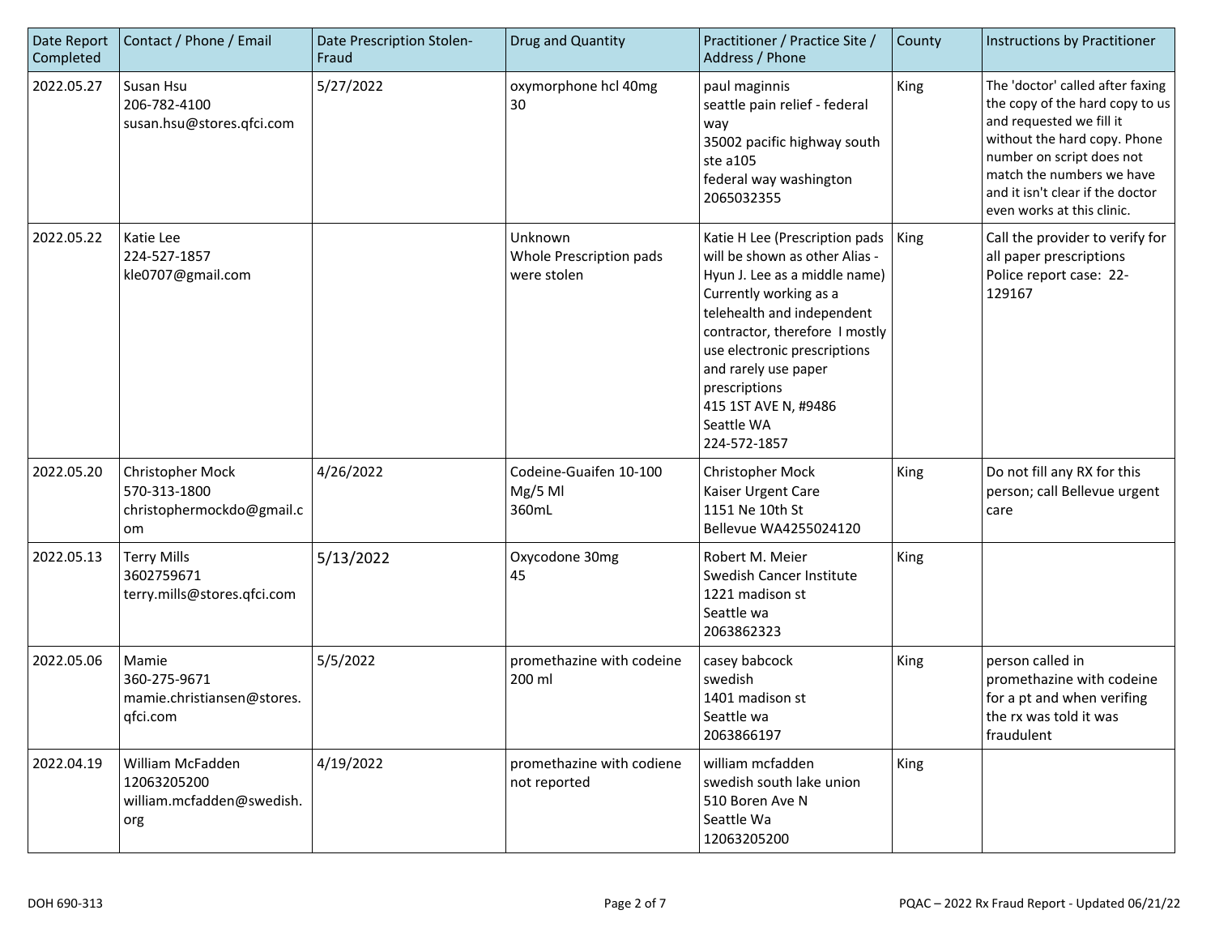| Date Report Completed | Contact / Phone / Email | Date Prescription Stolen-Fraud | Drug and Quantity | Practitioner / Practice Site / Address / Phone | County | Instructions by Practitioner |
|---|---|---|---|---|---|---|
| 2022.05.27 | Susan Hsu<br>206-782-4100<br>susan.hsu@stores.qfci.com | 5/27/2022 | oxymorphone hcl 40mg<br>30 | paul maginnis<br>seattle pain relief - federal way<br>35002 pacific highway south ste a105<br>federal way washington<br>2065032355 | King | The 'doctor' called after faxing the copy of the hard copy to us and requested we fill it without the hard copy. Phone number on script does not match the numbers we have and it isn't clear if the doctor even works at this clinic. |
| 2022.05.22 | Katie Lee<br>224-527-1857<br>kle0707@gmail.com | | Unknown<br>Whole Prescription pads were stolen | Katie H Lee (Prescription pads will be shown as other Alias - Hyun J. Lee as a middle name) Currently working as a telehealth and independent contractor, therefore I mostly use electronic prescriptions and rarely use paper prescriptions<br>415 1ST AVE N, #9486<br>Seattle WA<br>224-572-1857 | King | Call the provider to verify for all paper prescriptions<br>Police report case: 22-129167 |
| 2022.05.20 | Christopher Mock<br>570-313-1800<br>christophermockdo@gmail.com | 4/26/2022 | Codeine-Guaifen 10-100 Mg/5 Ml<br>360mL | Christopher Mock<br>Kaiser Urgent Care<br>1151 Ne 10th St<br>Bellevue WA4255024120 | King | Do not fill any RX for this person; call Bellevue urgent care |
| 2022.05.13 | Terry Mills<br>3602759671<br>terry.mills@stores.qfci.com | 5/13/2022 | Oxycodone 30mg<br>45 | Robert M. Meier<br>Swedish Cancer Institute<br>1221 madison st<br>Seattle wa<br>2063862323 | King | |
| 2022.05.06 | Mamie<br>360-275-9671<br>mamie.christiansen@stores.qfci.com | 5/5/2022 | promethazine with codeine<br>200 ml | casey babcock<br>swedish<br>1401 madison st<br>Seattle wa<br>2063866197 | King | person called in promethazine with codeine for a pt and when verifing the rx was told it was fraudulent |
| 2022.04.19 | William McFadden<br>12063205200<br>william.mcfadden@swedish.org | 4/19/2022 | promethazine with codiene<br>not reported | william mcfadden<br>swedish south lake union<br>510 Boren Ave N<br>Seattle Wa<br>12063205200 | King | |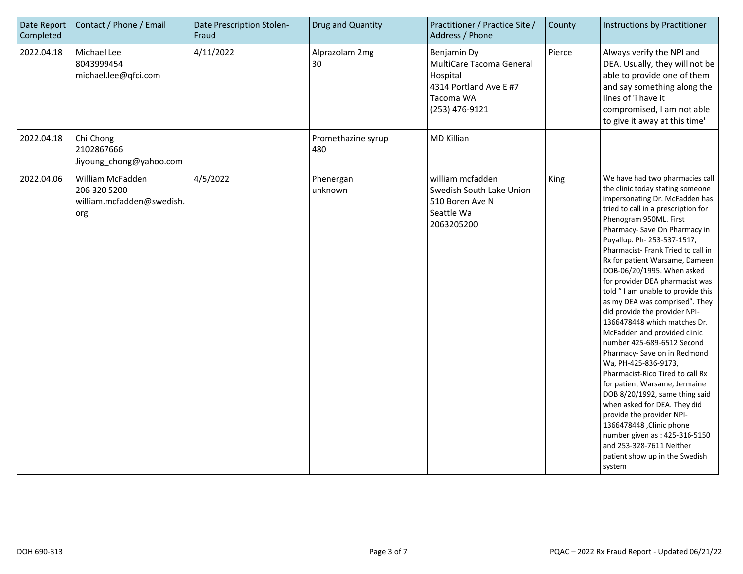| Date Report Completed | Contact / Phone / Email | Date Prescription Stolen-Fraud | Drug and Quantity | Practitioner / Practice Site / Address / Phone | County | Instructions by Practitioner |
|---|---|---|---|---|---|---|
| 2022.04.18 | Michael Lee<br>8043999454<br>michael.lee@qfci.com | 4/11/2022 | Alprazolam 2mg<br>30 | Benjamin Dy<br>MultiCare Tacoma General Hospital<br>4314 Portland Ave E #7<br>Tacoma WA<br>(253) 476-9121 | Pierce | Always verify the NPI and DEA. Usually, they will not be able to provide one of them and say something along the lines of 'i have it compromised, I am not able to give it away at this time' |
| 2022.04.18 | Chi Chong<br>2102867666<br>Jiyoung_chong@yahoo.com | | Promethazine syrup<br>480 | MD Killian | | |
| 2022.04.06 | William McFadden<br>206 320 5200<br>william.mcfadden@swedish.org | 4/5/2022 | Phenergan<br>unknown | william mcfadden<br>Swedish South Lake Union<br>510 Boren Ave N<br>Seattle Wa<br>2063205200 | King | We have had two pharmacies call the clinic today stating someone impersonating Dr. McFadden has tried to call in a prescription for Phenogram 950ML. First Pharmacy- Save On Pharmacy in Puyallup. Ph- 253-537-1517, Pharmacist- Frank Tried to call in Rx for patient Warsame, Dameen DOB-06/20/1995. When asked for provider DEA pharmacist was told " I am unable to provide this as my DEA was comprised". They did provide the provider NPI-1366478448 which matches Dr. McFadden and provided clinic number 425-689-6512 Second Pharmacy- Save on in Redmond Wa, PH-425-836-9173, Pharmacist-Rico Tired to call Rx for patient Warsame, Jermaine DOB 8/20/1992, same thing said when asked for DEA. They did provide the provider NPI-1366478448 ,Clinic phone number given as : 425-316-5150 and 253-328-7611 Neither patient show up in the Swedish system |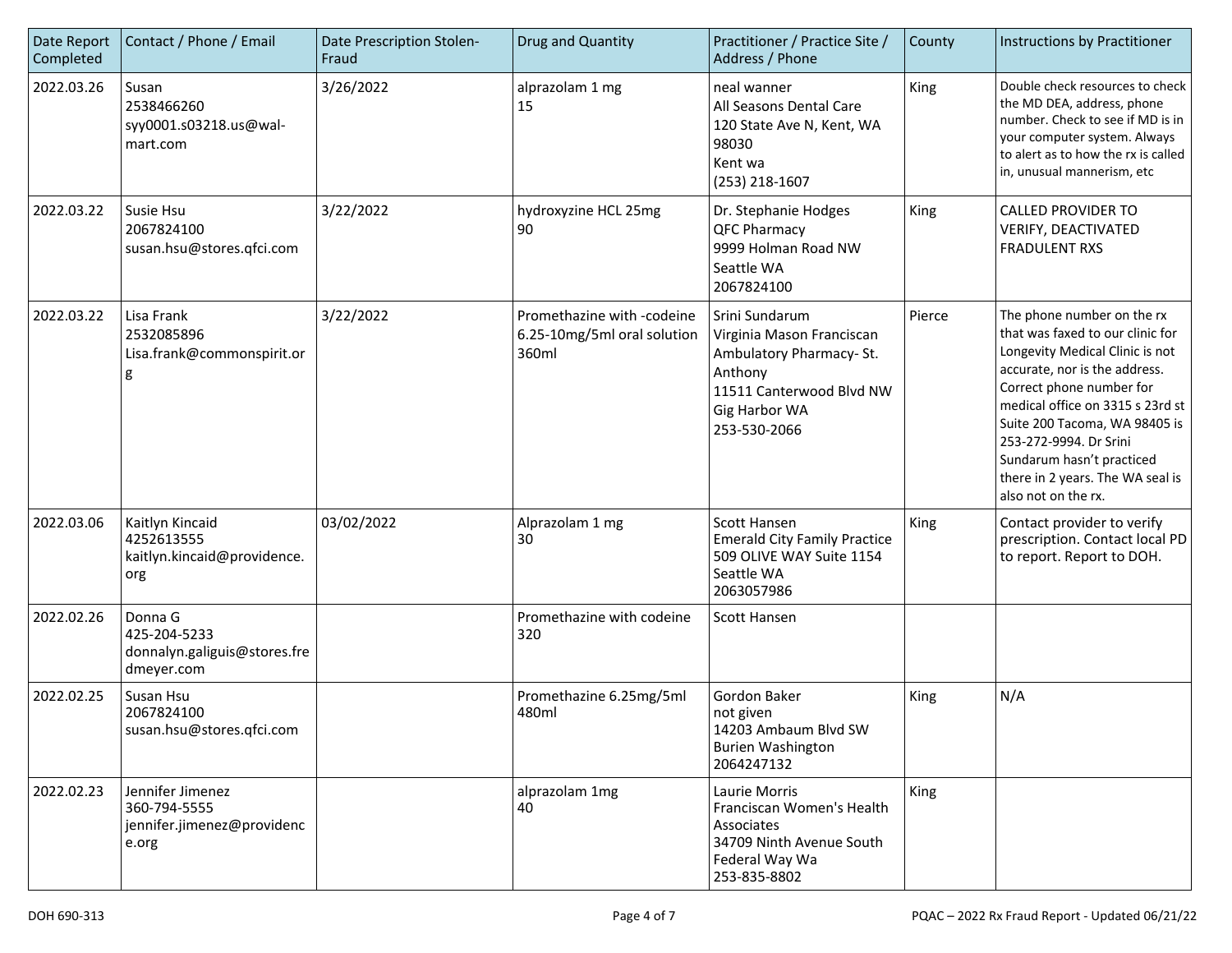| Date Report Completed | Contact / Phone / Email | Date Prescription Stolen-Fraud | Drug and Quantity | Practitioner / Practice Site / Address / Phone | County | Instructions by Practitioner |
|---|---|---|---|---|---|---|
| 2022.03.26 | Susan<br>2538466260<br>syy0001.s03218.us@wal-mart.com | 3/26/2022 | alprazolam 1 mg<br>15 | neal wanner<br>All Seasons Dental Care<br>120 State Ave N, Kent, WA 98030<br>Kent wa<br>(253) 218-1607 | King | Double check resources to check the MD DEA, address, phone number. Check to see if MD is in your computer system. Always to alert as to how the rx is called in, unusual mannerism, etc |
| 2022.03.22 | Susie Hsu<br>2067824100<br>susan.hsu@stores.qfci.com | 3/22/2022 | hydroxyzine HCL 25mg<br>90 | Dr. Stephanie Hodges<br>QFC Pharmacy<br>9999 Holman Road NW<br>Seattle WA<br>2067824100 | King | CALLED PROVIDER TO VERIFY, DEACTIVATED FRADULENT RXS |
| 2022.03.22 | Lisa Frank<br>2532085896<br>Lisa.frank@commonspirit.org | 3/22/2022 | Promethazine with -codeine 6.25-10mg/5ml oral solution 360ml | Srini Sundarum<br>Virginia Mason Franciscan Ambulatory Pharmacy- St. Anthony<br>11511 Canterwood Blvd NW<br>Gig Harbor WA<br>253-530-2066 | Pierce | The phone number on the rx that was faxed to our clinic for Longevity Medical Clinic is not accurate, nor is the address. Correct phone number for medical office on 3315 s 23rd st Suite 200 Tacoma, WA 98405 is 253-272-9994. Dr Srini Sundarum hasn't practiced there in 2 years. The WA seal is also not on the rx. |
| 2022.03.06 | Kaitlyn Kincaid<br>4252613555<br>kaitlyn.kincaid@providence.org | 03/02/2022 | Alprazolam 1 mg<br>30 | Scott Hansen<br>Emerald City Family Practice<br>509 OLIVE WAY Suite 1154<br>Seattle WA<br>2063057986 | King | Contact provider to verify prescription. Contact local PD to report. Report to DOH. |
| 2022.02.26 | Donna G<br>425-204-5233<br>donnalyn.galiguis@stores.fredmeyer.com | | Promethazine with codeine<br>320 | Scott Hansen | | |
| 2022.02.25 | Susan Hsu<br>2067824100<br>susan.hsu@stores.qfci.com | | Promethazine 6.25mg/5ml<br>480ml | Gordon Baker<br>not given<br>14203 Ambaum Blvd SW<br>Burien Washington<br>2064247132 | King | N/A |
| 2022.02.23 | Jennifer Jimenez<br>360-794-5555<br>jennifer.jimenez@providence.org | | alprazolam 1mg<br>40 | Laurie Morris<br>Franciscan Women's Health Associates<br>34709 Ninth Avenue South<br>Federal Way Wa<br>253-835-8802 | King | |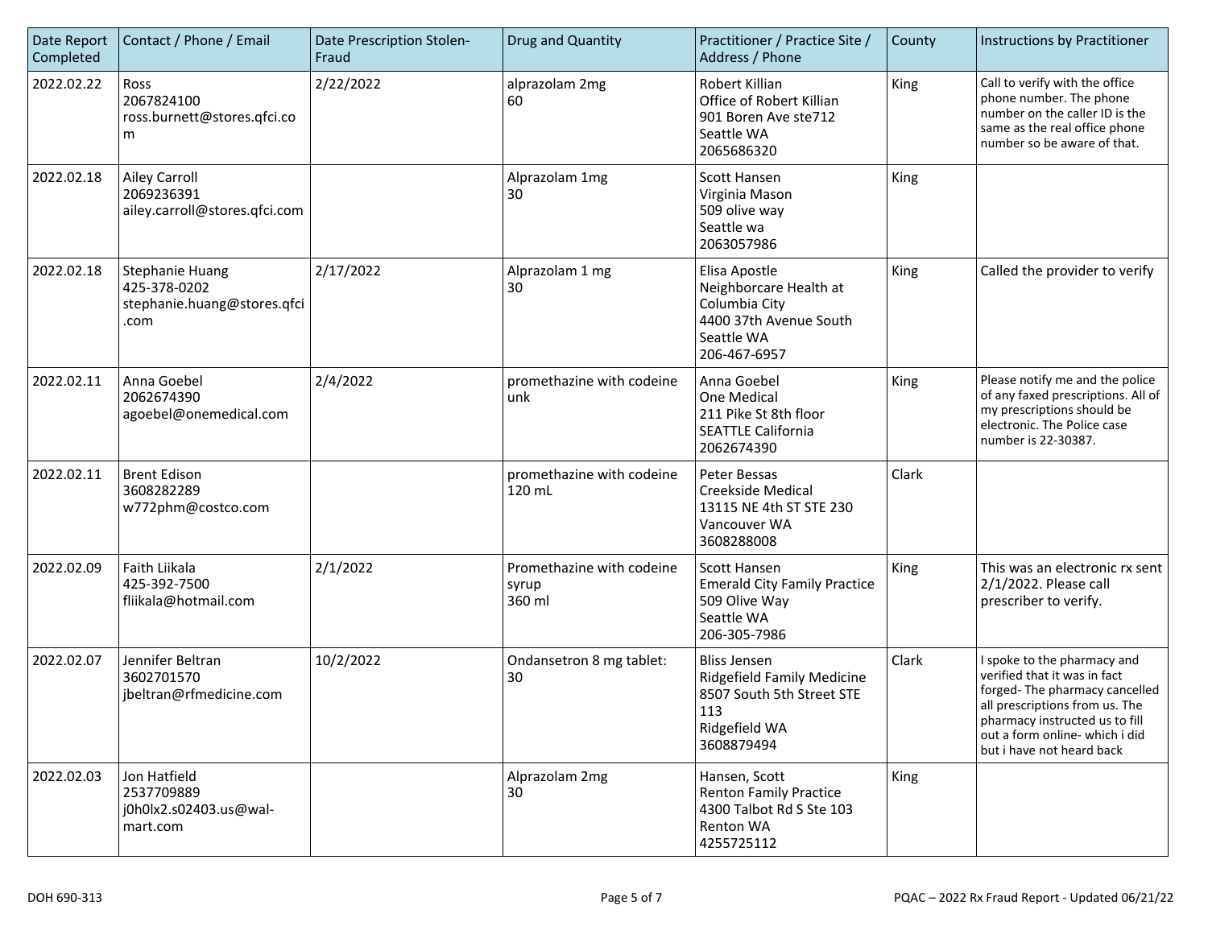| Date Report Completed | Contact / Phone / Email | Date Prescription Stolen-Fraud | Drug and Quantity | Practitioner / Practice Site / Address / Phone | County | Instructions by Practitioner |
|---|---|---|---|---|---|---|
| 2022.02.22 | Ross<br>2067824100<br>ross.burnett@stores.qfci.com | 2/22/2022 | alprazolam 2mg<br>60 | Robert Killian<br>Office of Robert Killian<br>901 Boren Ave ste712<br>Seattle WA<br>2065686320 | King | Call to verify with the office phone number. The phone number on the caller ID is the same as the real office phone number so be aware of that. |
| 2022.02.18 | Ailey Carroll<br>2069236391<br>ailey.carroll@stores.qfci.com | | Alprazolam 1mg<br>30 | Scott Hansen<br>Virginia Mason<br>509 olive way<br>Seattle wa<br>2063057986 | King | |
| 2022.02.18 | Stephanie Huang<br>425-378-0202<br>stephanie.huang@stores.qfci.com | 2/17/2022 | Alprazolam 1 mg<br>30 | Elisa Apostle<br>Neighborcare Health at Columbia City<br>4400 37th Avenue South<br>Seattle WA<br>206-467-6957 | King | Called the provider to verify |
| 2022.02.11 | Anna Goebel<br>2062674390<br>agoebel@onemedical.com | 2/4/2022 | promethazine with codeine<br>unk | Anna Goebel<br>One Medical<br>211 Pike St 8th floor<br>SEATTLE California<br>2062674390 | King | Please notify me and the police of any faxed prescriptions. All of my prescriptions should be electronic. The Police case number is 22-30387. |
| 2022.02.11 | Brent Edison<br>3608282289<br>w772phm@costco.com | | promethazine with codeine<br>120 mL | Peter Bessas<br>Creekside Medical<br>13115 NE 4th ST STE 230<br>Vancouver WA<br>3608288008 | Clark | |
| 2022.02.09 | Faith Liikala<br>425-392-7500<br>fliikala@hotmail.com | 2/1/2022 | Promethazine with codeine syrup<br>360 ml | Scott Hansen<br>Emerald City Family Practice<br>509 Olive Way<br>Seattle WA<br>206-305-7986 | King | This was an electronic rx sent 2/1/2022. Please call prescriber to verify. |
| 2022.02.07 | Jennifer Beltran<br>3602701570<br>jbeltran@rfmedicine.com | 10/2/2022 | Ondansetron 8 mg tablet:<br>30 | Bliss Jensen<br>Ridgefield Family Medicine<br>8507 South 5th Street STE 113<br>Ridgefield WA<br>3608879494 | Clark | I spoke to the pharmacy and verified that it was in fact forged- The pharmacy cancelled all prescriptions from us. The pharmacy instructed us to fill out a form online- which i did but i have not heard back |
| 2022.02.03 | Jon Hatfield<br>2537709889<br>j0h0lx2.s02403.us@wal-mart.com | | Alprazolam 2mg<br>30 | Hansen, Scott<br>Renton Family Practice<br>4300 Talbot Rd S Ste 103<br>Renton WA<br>4255725112 | King | |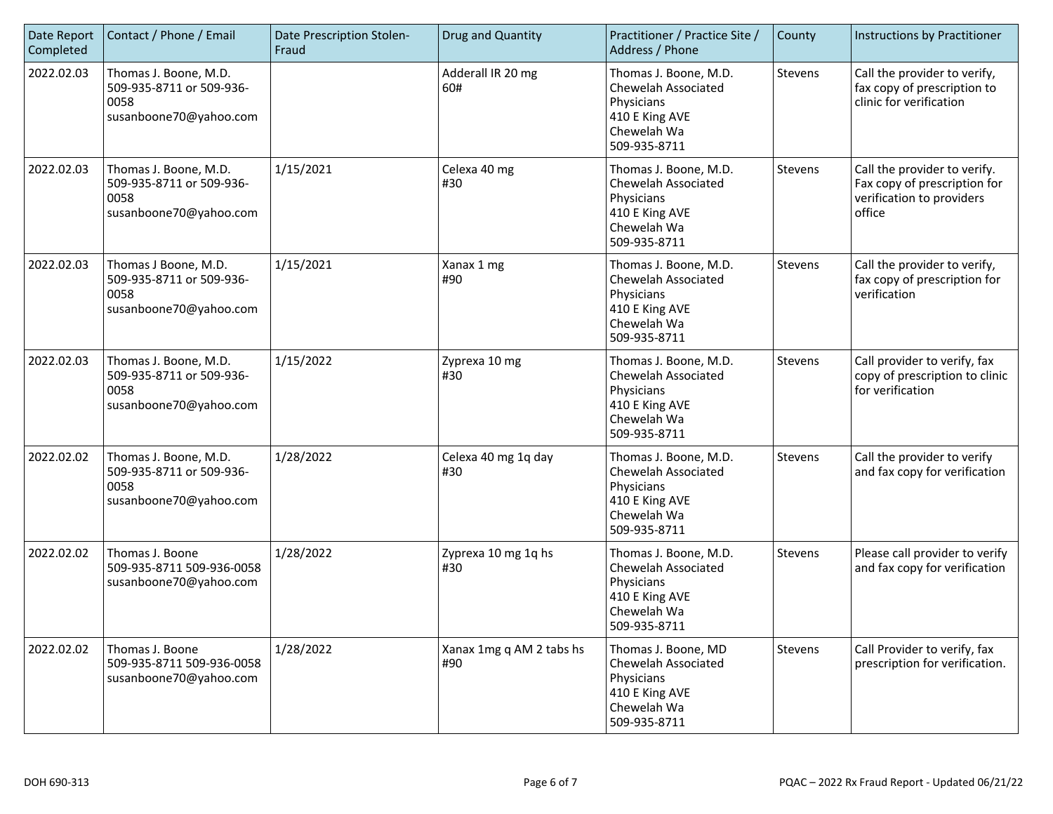| Date Report Completed | Contact / Phone / Email | Date Prescription Stolen-Fraud | Drug and Quantity | Practitioner / Practice Site / Address / Phone | County | Instructions by Practitioner |
|---|---|---|---|---|---|---|
| 2022.02.03 | Thomas J. Boone, M.D. 509-935-8711 or 509-936-0058 susanboone70@yahoo.com | | Adderall IR 20 mg 60# | Thomas J. Boone, M.D. Chewelah Associated Physicians 410 E King AVE Chewelah Wa 509-935-8711 | Stevens | Call the provider to verify, fax copy of prescription to clinic for verification |
| 2022.02.03 | Thomas J. Boone, M.D. 509-935-8711 or 509-936-0058 susanboone70@yahoo.com | 1/15/2021 | Celexa 40 mg #30 | Thomas J. Boone, M.D. Chewelah Associated Physicians 410 E King AVE Chewelah Wa 509-935-8711 | Stevens | Call the provider to verify. Fax copy of prescription for verification to providers office |
| 2022.02.03 | Thomas J Boone, M.D. 509-935-8711 or 509-936-0058 susanboone70@yahoo.com | 1/15/2021 | Xanax 1 mg #90 | Thomas J. Boone, M.D. Chewelah Associated Physicians 410 E King AVE Chewelah Wa 509-935-8711 | Stevens | Call the provider to verify, fax copy of prescription for verification |
| 2022.02.03 | Thomas J. Boone, M.D. 509-935-8711 or 509-936-0058 susanboone70@yahoo.com | 1/15/2022 | Zyprexa 10 mg #30 | Thomas J. Boone, M.D. Chewelah Associated Physicians 410 E King AVE Chewelah Wa 509-935-8711 | Stevens | Call provider to verify, fax copy of prescription to clinic for verification |
| 2022.02.02 | Thomas J. Boone, M.D. 509-935-8711 or 509-936-0058 susanboone70@yahoo.com | 1/28/2022 | Celexa 40 mg 1q day #30 | Thomas J. Boone, M.D. Chewelah Associated Physicians 410 E King AVE Chewelah Wa 509-935-8711 | Stevens | Call the provider to verify and fax copy for verification |
| 2022.02.02 | Thomas J. Boone 509-935-8711 509-936-0058 susanboone70@yahoo.com | 1/28/2022 | Zyprexa 10 mg 1q hs #30 | Thomas J. Boone, M.D. Chewelah Associated Physicians 410 E King AVE Chewelah Wa 509-935-8711 | Stevens | Please call provider to verify and fax copy for verification |
| 2022.02.02 | Thomas J. Boone 509-935-8711 509-936-0058 susanboone70@yahoo.com | 1/28/2022 | Xanax 1mg q AM 2 tabs hs #90 | Thomas J. Boone, MD Chewelah Associated Physicians 410 E King AVE Chewelah Wa 509-935-8711 | Stevens | Call Provider to verify, fax prescription for verification. |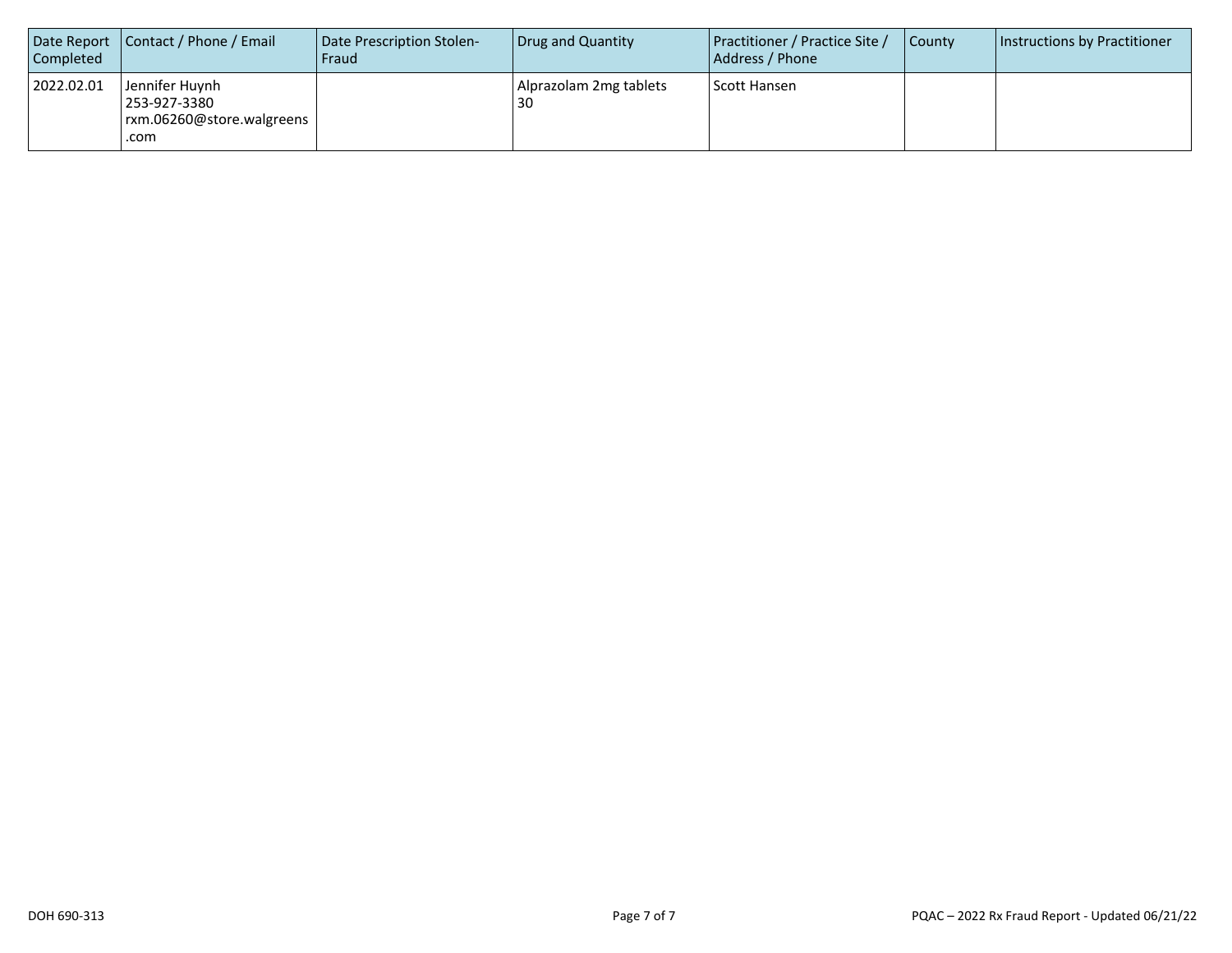| Date Report Completed | Contact / Phone / Email | Date Prescription Stolen-Fraud | Drug and Quantity | Practitioner / Practice Site / Address / Phone | County | Instructions by Practitioner |
|---|---|---|---|---|---|---|
| 2022.02.01 | Jennifer Huynh<br>253-927-3380<br>rxm.06260@store.walgreens.com | | Alprazolam 2mg tablets<br>30 | Scott Hansen | | |